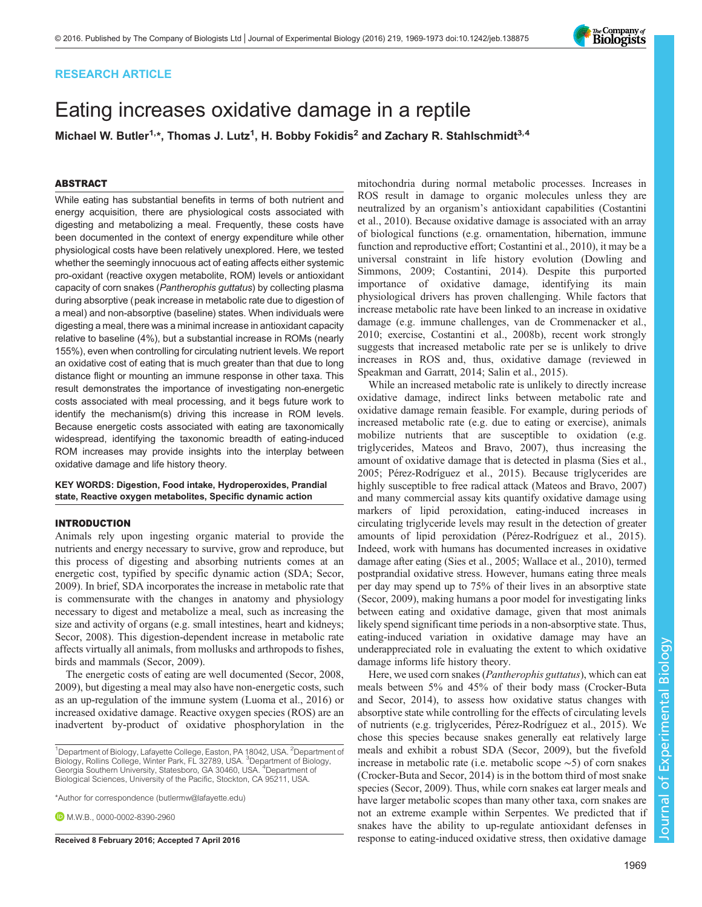RESEARCH ARTICLE

# Eating increases oxidative damage in a reptile

**Michael W. Butler[1,*], Thomas J. Lutz[1], H. Bobby Fokidis[2] and Zachary R. Stahlschmidt[3,4]**

## ABSTRACT

While eating has substantial benefits in terms of both nutrient and energy acquisition, there are physiological costs associated with digesting and metabolizing a meal. Frequently, these costs have been documented in the context of energy expenditure while other physiological costs have been relatively unexplored. Here, we tested whether the seemingly innocuous act of eating affects either systemic pro-oxidant (reactive oxygen metabolite, ROM) levels or antioxidant capacity of corn snakes (*Pantherophis guttatus*) by collecting plasma during absorptive (peak increase in metabolic rate due to digestion of a meal) and non-absorptive (baseline) states. When individuals were digesting a meal, there was a minimal increase in antioxidant capacity relative to baseline (4%), but a substantial increase in ROMs (nearly 155%), even when controlling for circulating nutrient levels. We report an oxidative cost of eating that is much greater than that due to long distance flight or mounting an immune response in other taxa. This result demonstrates the importance of investigating non-energetic costs associated with meal processing, and it begs future work to identify the mechanism(s) driving this increase in ROM levels. Because energetic costs associated with eating are taxonomically widespread, identifying the taxonomic breadth of eating-induced ROM increases may provide insights into the interplay between oxidative damage and life history theory.

**KEY WORDS: Digestion, Food intake, Hydroperoxides, Prandial state, Reactive oxygen metabolites, Specific dynamic action**

## INTRODUCTION

Animals rely upon ingesting organic material to provide the nutrients and energy necessary to survive, grow and reproduce, but this process of digesting and absorbing nutrients comes at an energetic cost, typified by specific dynamic action (SDA; Secor, 2009). In brief, SDA incorporates the increase in metabolic rate that is commensurate with the changes in anatomy and physiology necessary to digest and metabolize a meal, such as increasing the size and activity of organs (e.g. small intestines, heart and kidneys; Secor, 2008). This digestion-dependent increase in metabolic rate affects virtually all animals, from mollusks and arthropods to fishes, birds and mammals (Secor, 2009).

The energetic costs of eating are well documented (Secor, 2008, 2009), but digesting a meal may also have non-energetic costs, such as an up-regulation of the immune system (Luoma et al., 2016) or increased oxidative damage. Reactive oxygen species (ROS) are an inadvertent by-product of oxidative phosphorylation in the mitochondria during normal metabolic processes. Increases in ROS result in damage to organic molecules unless they are neutralized by an organism's antioxidant capabilities (Costantini et al., 2010). Because oxidative damage is associated with an array of biological functions (e.g. ornamentation, hibernation, immune function and reproductive effort; Costantini et al., 2010), it may be a universal constraint in life history evolution (Dowling and Simmons, 2009; Costantini, 2014). Despite this purported importance of oxidative damage, identifying its main physiological drivers has proven challenging. While factors that increase metabolic rate have been linked to an increase in oxidative damage (e.g. immune challenges, van de Crommenacker et al., 2010; exercise, Costantini et al., 2008b), recent work strongly suggests that increased metabolic rate per se is unlikely to drive increases in ROS and, thus, oxidative damage (reviewed in Speakman and Garratt, 2014; Salin et al., 2015).

While an increased metabolic rate is unlikely to directly increase oxidative damage, indirect links between metabolic rate and oxidative damage remain feasible. For example, during periods of increased metabolic rate (e.g. due to eating or exercise), animals mobilize nutrients that are susceptible to oxidation (e.g. triglycerides, Mateos and Bravo, 2007), thus increasing the amount of oxidative damage that is detected in plasma (Sies et al., 2005; Pérez-Rodríguez et al., 2015). Because triglycerides are highly susceptible to free radical attack (Mateos and Bravo, 2007) and many commercial assay kits quantify oxidative damage using markers of lipid peroxidation, eating-induced increases in circulating triglyceride levels may result in the detection of greater amounts of lipid peroxidation (Pérez-Rodríguez et al., 2015). Indeed, work with humans has documented increases in oxidative damage after eating (Sies et al., 2005; Wallace et al., 2010), termed postprandial oxidative stress. However, humans eating three meals per day may spend up to 75% of their lives in an absorptive state (Secor, 2009), making humans a poor model for investigating links between eating and oxidative damage, given that most animals likely spend significant time periods in a non-absorptive state. Thus, eating-induced variation in oxidative damage may have an underappreciated role in evaluating the extent to which oxidative damage informs life history theory.

Here, we used corn snakes (*Pantherophis guttatus*), which can eat meals between 5% and 45% of their body mass (Crocker-Buta and Secor, 2014), to assess how oxidative status changes with absorptive state while controlling for the effects of circulating levels of nutrients (e.g. triglycerides, Pérez-Rodríguez et al., 2015). We chose this species because snakes generally eat relatively large meals and exhibit a robust SDA (Secor, 2009), but the fivefold increase in metabolic rate (i.e. metabolic scope ~5) of corn snakes (Crocker-Buta and Secor, 2014) is in the bottom third of most snake species (Secor, 2009). Thus, while corn snakes eat larger meals and have larger metabolic scopes than many other taxa, corn snakes are not an extreme example within Serpentes. We predicted that if snakes have the ability to up-regulate antioxidant defenses in response to eating-induced oxidative stress, then oxidative damage

---

[1]Department of Biology, Lafayette College, Easton, PA 18042, USA. [2]Department of Biology, Rollins College, Winter Park, FL 32789, USA. [3]Department of Biology, Georgia Southern University, Statesboro, GA 30460, USA. [4]Department of Biological Sciences, University of the Pacific, Stockton, CA 95211, USA.

*Author for correspondence (butlermw@lafayette.edu)

M.W.B., 0000-0002-8390-2960

Received 8 February 2016; Accepted 7 April 2016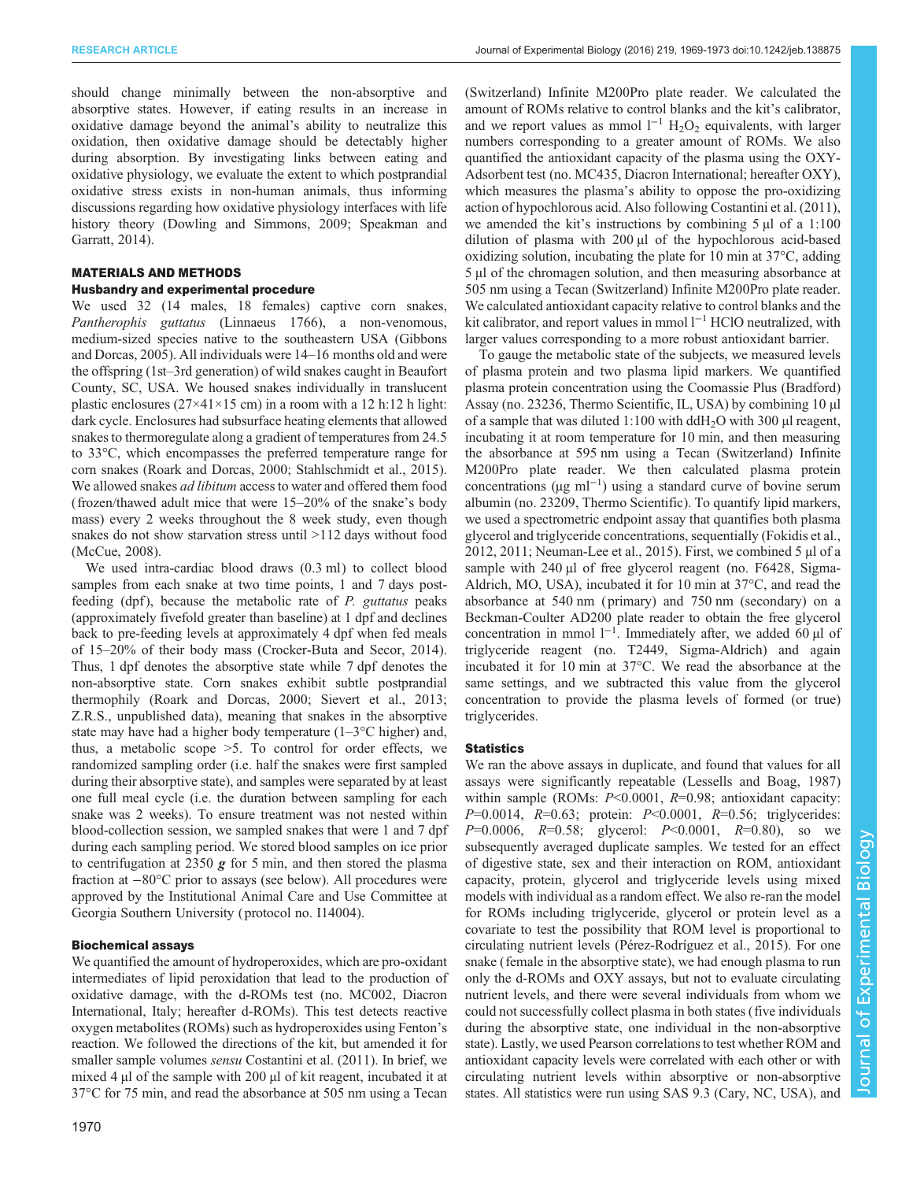should change minimally between the non-absorptive and absorptive states. However, if eating results in an increase in oxidative damage beyond the animal's ability to neutralize this oxidation, then oxidative damage should be detectably higher during absorption. By investigating links between eating and oxidative physiology, we evaluate the extent to which postprandial oxidative stress exists in non-human animals, thus informing discussions regarding how oxidative physiology interfaces with life history theory (Dowling and Simmons, 2009; Speakman and Garratt, 2014).

## MATERIALS AND METHODS

### Husbandry and experimental procedure

We used 32 (14 males, 18 females) captive corn snakes, *Pantherophis guttatus* (Linnaeus 1766), a non-venomous, medium-sized species native to the southeastern USA (Gibbons and Dorcas, 2005). All individuals were 14–16 months old and were the offspring (1st–3rd generation) of wild snakes caught in Beaufort County, SC, USA. We housed snakes individually in translucent plastic enclosures (27×41×15 cm) in a room with a 12 h:12 h light: dark cycle. Enclosures had subsurface heating elements that allowed snakes to thermoregulate along a gradient of temperatures from 24.5 to 33°C, which encompasses the preferred temperature range for corn snakes (Roark and Dorcas, 2000; Stahlschmidt et al., 2015). We allowed snakes *ad libitum* access to water and offered them food (frozen/thawed adult mice that were 15–20% of the snake's body mass) every 2 weeks throughout the 8 week study, even though snakes do not show starvation stress until >112 days without food (McCue, 2008).

We used intra-cardiac blood draws (0.3 ml) to collect blood samples from each snake at two time points, 1 and 7 days post-feeding (dpf), because the metabolic rate of *P. guttatus* peaks (approximately fivefold greater than baseline) at 1 dpf and declines back to pre-feeding levels at approximately 4 dpf when fed meals of 15–20% of their body mass (Crocker-Buta and Secor, 2014). Thus, 1 dpf denotes the absorptive state while 7 dpf denotes the non-absorptive state. Corn snakes exhibit subtle postprandial thermophily (Roark and Dorcas, 2000; Sievert et al., 2013; Z.R.S., unpublished data), meaning that snakes in the absorptive state may have had a higher body temperature (1–3°C higher) and, thus, a metabolic scope >5. To control for order effects, we randomized sampling order (i.e. half the snakes were first sampled during their absorptive state), and samples were separated by at least one full meal cycle (i.e. the duration between sampling for each snake was 2 weeks). To ensure treatment was not nested within blood-collection session, we sampled snakes that were 1 and 7 dpf during each sampling period. We stored blood samples on ice prior to centrifugation at 2350 ***g*** for 5 min, and then stored the plasma fraction at −80°C prior to assays (see below). All procedures were approved by the Institutional Animal Care and Use Committee at Georgia Southern University (protocol no. I14004).

### Biochemical assays

We quantified the amount of hydroperoxides, which are pro-oxidant intermediates of lipid peroxidation that lead to the production of oxidative damage, with the d-ROMs test (no. MC002, Diacron International, Italy; hereafter d-ROMs). This test detects reactive oxygen metabolites (ROMs) such as hydroperoxides using Fenton's reaction. We followed the directions of the kit, but amended it for smaller sample volumes *sensu* Costantini et al. (2011). In brief, we mixed 4 µl of the sample with 200 µl of kit reagent, incubated it at 37°C for 75 min, and read the absorbance at 505 nm using a Tecan (Switzerland) Infinite M200Pro plate reader. We calculated the amount of ROMs relative to control blanks and the kit's calibrator, and we report values as mmol $l^{-1}$ $H_2O_2$ equivalents, with larger numbers corresponding to a greater amount of ROMs. We also quantified the antioxidant capacity of the plasma using the OXY-Adsorbent test (no. MC435, Diacron International; hereafter OXY), which measures the plasma's ability to oppose the pro-oxidizing action of hypochlorous acid. Also following Costantini et al. (2011), we amended the kit's instructions by combining 5 µl of a 1:100 dilution of plasma with 200 µl of the hypochlorous acid-based oxidizing solution, incubating the plate for 10 min at 37°C, adding 5 µl of the chromagen solution, and then measuring absorbance at 505 nm using a Tecan (Switzerland) Infinite M200Pro plate reader. We calculated antioxidant capacity relative to control blanks and the kit calibrator, and report values in mmol $l^{-1}$ HClO neutralized, with larger values corresponding to a more robust antioxidant barrier.

To gauge the metabolic state of the subjects, we measured levels of plasma protein and two plasma lipid markers. We quantified plasma protein concentration using the Coomassie Plus (Bradford) Assay (no. 23236, Thermo Scientific, IL, USA) by combining 10 µl of a sample that was diluted 1:100 with dd$H_2O$ with 300 µl reagent, incubating it at room temperature for 10 min, and then measuring the absorbance at 595 nm using a Tecan (Switzerland) Infinite M200Pro plate reader. We then calculated plasma protein concentrations (µg $ml^{-1}$) using a standard curve of bovine serum albumin (no. 23209, Thermo Scientific). To quantify lipid markers, we used a spectrometric endpoint assay that quantifies both plasma glycerol and triglyceride concentrations, sequentially (Fokidis et al., 2012, 2011; Neuman-Lee et al., 2015). First, we combined 5 µl of a sample with 240 µl of free glycerol reagent (no. F6428, Sigma-Aldrich, MO, USA), incubated it for 10 min at 37°C, and read the absorbance at 540 nm (primary) and 750 nm (secondary) on a Beckman-Coulter AD200 plate reader to obtain the free glycerol concentration in mmol $l^{-1}$. Immediately after, we added 60 µl of triglyceride reagent (no. T2449, Sigma-Aldrich) and again incubated it for 10 min at 37°C. We read the absorbance at the same settings, and we subtracted this value from the glycerol concentration to provide the plasma levels of formed (or true) triglycerides.

### Statistics

We ran the above assays in duplicate, and found that values for all assays were significantly repeatable (Lessells and Boag, 1987) within sample (ROMs: $P$<0.0001, $R$=0.98; antioxidant capacity: $P$=0.0014, $R$=0.63; protein: $P$<0.0001, $R$=0.56; triglycerides: $P$=0.0006, $R$=0.58; glycerol: $P$<0.0001, $R$=0.80), so we subsequently averaged duplicate samples. We tested for an effect of digestive state, sex and their interaction on ROM, antioxidant capacity, protein, glycerol and triglyceride levels using mixed models with individual as a random effect. We also re-ran the model for ROMs including triglyceride, glycerol or protein level as a covariate to test the possibility that ROM level is proportional to circulating nutrient levels (Pérez-Rodríguez et al., 2015). For one snake (female in the absorptive state), we had enough plasma to run only the d-ROMs and OXY assays, but not to evaluate circulating nutrient levels, and there were several individuals from whom we could not successfully collect plasma in both states (five individuals during the absorptive state, one individual in the non-absorptive state). Lastly, we used Pearson correlations to test whether ROM and antioxidant capacity levels were correlated with each other or with circulating nutrient levels within absorptive or non-absorptive states. All statistics were run using SAS 9.3 (Cary, NC, USA), and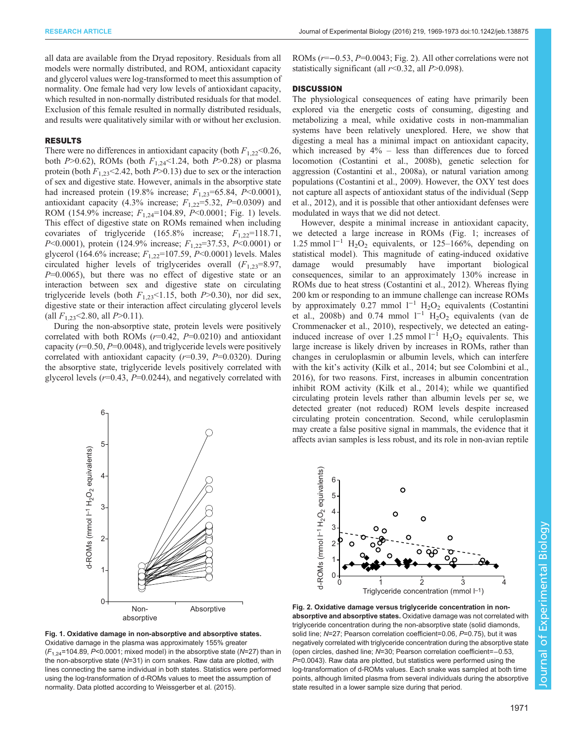all data are available from the Dryad repository. Residuals from all models were normally distributed, and ROM, antioxidant capacity and glycerol values were log-transformed to meet this assumption of normality. One female had very low levels of antioxidant capacity, which resulted in non-normally distributed residuals for that model. Exclusion of this female resulted in normally distributed residuals, and results were qualitatively similar with or without her exclusion.

## RESULTS

There were no differences in antioxidant capacity (both $F_{1,22}$<0.26, both $P$>0.62), ROMs (both $F_{1,24}$<1.24, both $P$>0.28) or plasma protein (both $F_{1,23}$<2.42, both $P$>0.13) due to sex or the interaction of sex and digestive state. However, animals in the absorptive state had increased protein (19.8% increase; $F_{1,23}$=65.84, $P$<0.0001), antioxidant capacity (4.3% increase; $F_{1,22}$=5.32, $P$=0.0309) and ROM (154.9% increase; $F_{1,24}$=104.89, $P$<0.0001; Fig. 1) levels. This effect of digestive state on ROMs remained when including covariates of triglyceride (165.8% increase; $F_{1,22}$=118.71, $P$<0.0001), protein (124.9% increase; $F_{1,22}$=37.53, $P$<0.0001) or glycerol (164.6% increase; $F_{1,22}$=107.59, $P$<0.0001) levels. Males circulated higher levels of triglycerides overall ($F_{1,23}$=8.97, $P$=0.0065), but there was no effect of digestive state or an interaction between sex and digestive state on circulating triglyceride levels (both $F_{1,23}$<1.15, both $P$>0.30), nor did sex, digestive state or their interaction affect circulating glycerol levels (all $F_{1,23}$<2.80, all $P$>0.11).

During the non-absorptive state, protein levels were positively correlated with both ROMs ($r$=0.42, $P$=0.0210) and antioxidant capacity ($r$=0.50, $P$=0.0048), and triglyceride levels were positively correlated with antioxidant capacity ($r$=0.39, $P$=0.0320). During the absorptive state, triglyceride levels positively correlated with glycerol levels ($r$=0.43, $P$=0.0244), and negatively correlated with ROMs ($r$=−0.53, $P$=0.0043; Fig. 2). All other correlations were not statistically significant (all $r$<0.32, all $P$>0.098).

**Fig. 1. Oxidative damage in non-absorptive and absorptive states.** Oxidative damage in the plasma was approximately 155% greater ($F_{1,24}$=104.89, $P$<0.0001; mixed model) in the absorptive state ($N$=27) than in the non-absorptive state ($N$=31) in corn snakes. Raw data are plotted, with lines connecting the same individual in both states. Statistics were performed using the log-transformation of d-ROMs values to meet the assumption of normality. Data plotted according to Weissgerber et al. (2015).

## DISCUSSION

The physiological consequences of eating have primarily been explored via the energetic costs of consuming, digesting and metabolizing a meal, while oxidative costs in non-mammalian systems have been relatively unexplored. Here, we show that digesting a meal has a minimal impact on antioxidant capacity, which increased by 4% – less than differences due to forced locomotion (Costantini et al., 2008b), genetic selection for aggression (Costantini et al., 2008a), or natural variation among populations (Costantini et al., 2009). However, the OXY test does not capture all aspects of antioxidant status of the individual (Sepp et al., 2012), and it is possible that other antioxidant defenses were modulated in ways that we did not detect.

However, despite a minimal increase in antioxidant capacity, we detected a large increase in ROMs (Fig. 1; increases of 1.25 mmol $l^{-1}$ $H_2O_2$ equivalents, or 125–166%, depending on statistical model). This magnitude of eating-induced oxidative damage would presumably have important biological consequences, similar to an approximately 130% increase in ROMs due to heat stress (Costantini et al., 2012). Whereas flying 200 km or responding to an immune challenge can increase ROMs by approximately 0.27 mmol $l^{-1}$ $H_2O_2$ equivalents (Costantini et al., 2008b) and 0.74 mmol $l^{-1}$ $H_2O_2$ equivalents (van de Crommenacker et al., 2010), respectively, we detected an eating-induced increase of over 1.25 mmol $l^{-1}$ $H_2O_2$ equivalents. This large increase is likely driven by increases in ROMs, rather than changes in ceruloplasmin or albumin levels, which can interfere with the kit's activity (Kilk et al., 2014; but see Colombini et al., 2016), for two reasons. First, increases in albumin concentration inhibit ROM activity (Kilk et al., 2014); while we quantified circulating protein levels rather than albumin levels per se, we detected greater (not reduced) ROM levels despite increased circulating protein concentration. Second, while ceruloplasmin may create a false positive signal in mammals, the evidence that it affects avian samples is less robust, and its role in non-avian reptile

**Fig. 2. Oxidative damage versus triglyceride concentration in non-absorptive and absorptive states.** Oxidative damage was not correlated with triglyceride concentration during the non-absorptive state (solid diamonds, solid line; $N$=27; Pearson correlation coefficient=0.06, $P$=0.75), but it was negatively correlated with triglyceride concentration during the absorptive state (open circles, dashed line; $N$=30; Pearson correlation coefficient=−0.53, $P$=0.0043). Raw data are plotted, but statistics were performed using the log-transformation of d-ROMs values. Each snake was sampled at both time points, although limited plasma from several individuals during the absorptive state resulted in a lower sample size during that period.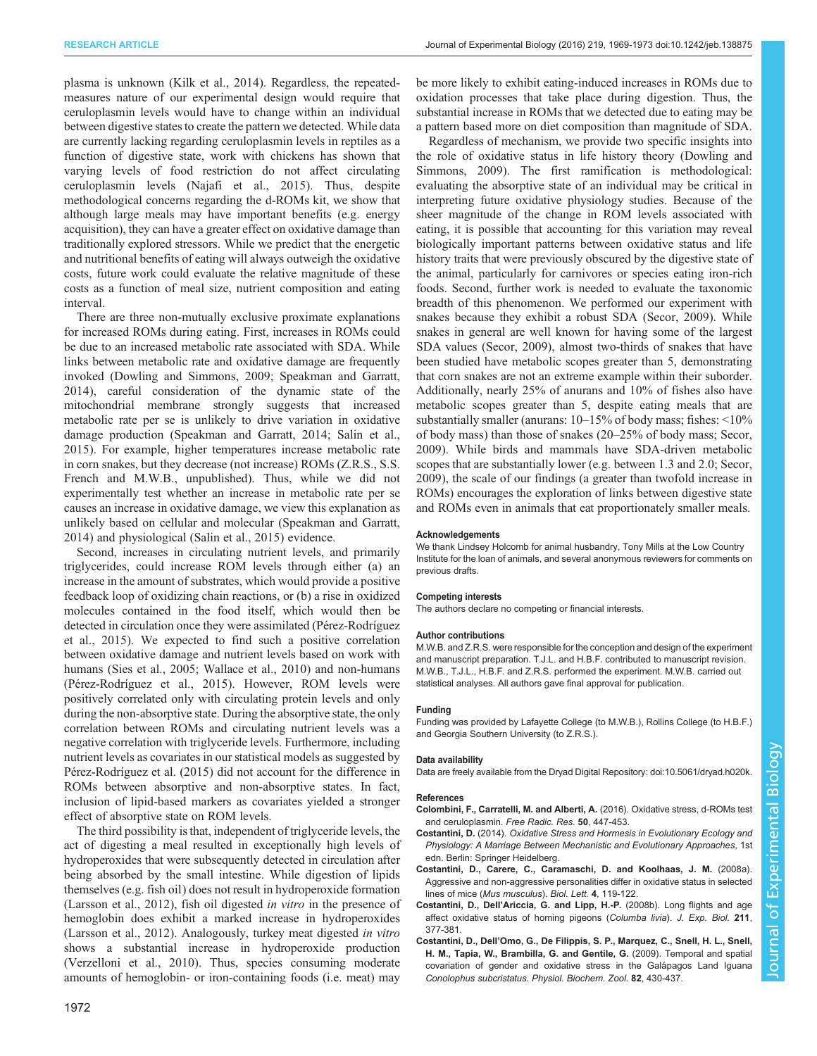plasma is unknown (Kilk et al., 2014). Regardless, the repeated-measures nature of our experimental design would require that ceruloplasmin levels would have to change within an individual between digestive states to create the pattern we detected. While data are currently lacking regarding ceruloplasmin levels in reptiles as a function of digestive state, work with chickens has shown that varying levels of food restriction do not affect circulating ceruloplasmin levels (Najafi et al., 2015). Thus, despite methodological concerns regarding the d-ROMs kit, we show that although large meals may have important benefits (e.g. energy acquisition), they can have a greater effect on oxidative damage than traditionally explored stressors. While we predict that the energetic and nutritional benefits of eating will always outweigh the oxidative costs, future work could evaluate the relative magnitude of these costs as a function of meal size, nutrient composition and eating interval.

There are three non-mutually exclusive proximate explanations for increased ROMs during eating. First, increases in ROMs could be due to an increased metabolic rate associated with SDA. While links between metabolic rate and oxidative damage are frequently invoked (Dowling and Simmons, 2009; Speakman and Garratt, 2014), careful consideration of the dynamic state of the mitochondrial membrane strongly suggests that increased metabolic rate per se is unlikely to drive variation in oxidative damage production (Speakman and Garratt, 2014; Salin et al., 2015). For example, higher temperatures increase metabolic rate in corn snakes, but they decrease (not increase) ROMs (Z.R.S., S.S. French and M.W.B., unpublished). Thus, while we did not experimentally test whether an increase in metabolic rate per se causes an increase in oxidative damage, we view this explanation as unlikely based on cellular and molecular (Speakman and Garratt, 2014) and physiological (Salin et al., 2015) evidence.

Second, increases in circulating nutrient levels, and primarily triglycerides, could increase ROM levels through either (a) an increase in the amount of substrates, which would provide a positive feedback loop of oxidizing chain reactions, or (b) a rise in oxidized molecules contained in the food itself, which would then be detected in circulation once they were assimilated (Pérez-Rodríguez et al., 2015). We expected to find such a positive correlation between oxidative damage and nutrient levels based on work with humans (Sies et al., 2005; Wallace et al., 2010) and non-humans (Pérez-Rodríguez et al., 2015). However, ROM levels were positively correlated only with circulating protein levels and only during the non-absorptive state. During the absorptive state, the only correlation between ROMs and circulating nutrient levels was a negative correlation with triglyceride levels. Furthermore, including nutrient levels as covariates in our statistical models as suggested by Pérez-Rodríguez et al. (2015) did not account for the difference in ROMs between absorptive and non-absorptive states. In fact, inclusion of lipid-based markers as covariates yielded a stronger effect of absorptive state on ROM levels.

The third possibility is that, independent of triglyceride levels, the act of digesting a meal resulted in exceptionally high levels of hydroperoxides that were subsequently detected in circulation after being absorbed by the small intestine. While digestion of lipids themselves (e.g. fish oil) does not result in hydroperoxide formation (Larsson et al., 2012), fish oil digested *in vitro* in the presence of hemoglobin does exhibit a marked increase in hydroperoxides (Larsson et al., 2012). Analogously, turkey meat digested *in vitro* shows a substantial increase in hydroperoxide production (Verzelloni et al., 2010). Thus, species consuming moderate amounts of hemoglobin- or iron-containing foods (i.e. meat) may be more likely to exhibit eating-induced increases in ROMs due to oxidation processes that take place during digestion. Thus, the substantial increase in ROMs that we detected due to eating may be a pattern based more on diet composition than magnitude of SDA.

Regardless of mechanism, we provide two specific insights into the role of oxidative status in life history theory (Dowling and Simmons, 2009). The first ramification is methodological: evaluating the absorptive state of an individual may be critical in interpreting future oxidative physiology studies. Because of the sheer magnitude of the change in ROM levels associated with eating, it is possible that accounting for this variation may reveal biologically important patterns between oxidative status and life history traits that were previously obscured by the digestive state of the animal, particularly for carnivores or species eating iron-rich foods. Second, further work is needed to evaluate the taxonomic breadth of this phenomenon. We performed our experiment with snakes because they exhibit a robust SDA (Secor, 2009). While snakes in general are well known for having some of the largest SDA values (Secor, 2009), almost two-thirds of snakes that have been studied have metabolic scopes greater than 5, demonstrating that corn snakes are not an extreme example within their suborder. Additionally, nearly 25% of anurans and 10% of fishes also have metabolic scopes greater than 5, despite eating meals that are substantially smaller (anurans: 10–15% of body mass; fishes: <10% of body mass) than those of snakes (20–25% of body mass; Secor, 2009). While birds and mammals have SDA-driven metabolic scopes that are substantially lower (e.g. between 1.3 and 2.0; Secor, 2009), the scale of our findings (a greater than twofold increase in ROMs) encourages the exploration of links between digestive state and ROMs even in animals that eat proportionately smaller meals.

#### Acknowledgements
We thank Lindsey Holcomb for animal husbandry, Tony Mills at the Low Country Institute for the loan of animals, and several anonymous reviewers for comments on previous drafts.

#### Competing interests
The authors declare no competing or financial interests.

#### Author contributions
M.W.B. and Z.R.S. were responsible for the conception and design of the experiment and manuscript preparation. T.J.L. and H.B.F. contributed to manuscript revision. M.W.B., T.J.L., H.B.F. and Z.R.S. performed the experiment. M.W.B. carried out statistical analyses. All authors gave final approval for publication.

#### Funding
Funding was provided by Lafayette College (to M.W.B.), Rollins College (to H.B.F.) and Georgia Southern University (to Z.R.S.).

#### Data availability
Data are freely available from the Dryad Digital Repository: doi:10.5061/dryad.h020k.

#### References
**Colombini, F., Carratelli, M. and Alberti, A.** (2016). Oxidative stress, d-ROMs test and ceruloplasmin. *Free Radic. Res.* **50**, 447-453.

**Costantini, D.** (2014). *Oxidative Stress and Hormesis in Evolutionary Ecology and Physiology: A Marriage Between Mechanistic and Evolutionary Approaches*, 1st edn. Berlin: Springer Heidelberg.

**Costantini, D., Carere, C., Caramaschi, D. and Koolhaas, J. M.** (2008a). Aggressive and non-aggressive personalities differ in oxidative status in selected lines of mice (*Mus musculus*). *Biol. Lett.* **4**, 119-122.

**Costantini, D., Dell'Ariccia, G. and Lipp, H.-P.** (2008b). Long flights and age affect oxidative status of homing pigeons (*Columba livia*). *J. Exp. Biol.* **211**, 377-381.

**Costantini, D., Dell'Omo, G., De Filippis, S. P., Marquez, C., Snell, H. L., Snell, H. M., Tapia, W., Brambilla, G. and Gentile, G.** (2009). Temporal and spatial covariation of gender and oxidative stress in the Galápagos Land Iguana *Conolophus subcristatus*. *Physiol. Biochem. Zool.* **82**, 430-437.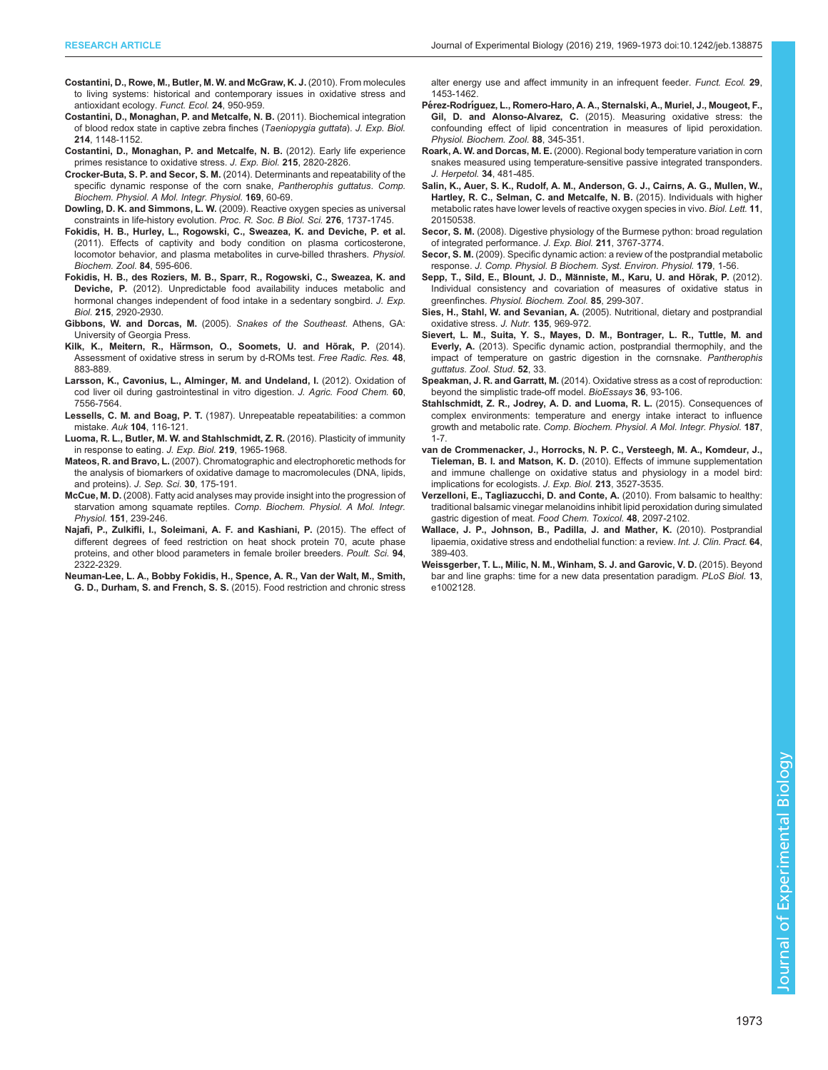**Costantini, D., Rowe, M., Butler, M. W. and McGraw, K. J.** (2010). From molecules to living systems: historical and contemporary issues in oxidative stress and antioxidant ecology. *Funct. Ecol.* **24**, 950-959.

**Costantini, D., Monaghan, P. and Metcalfe, N. B.** (2011). Biochemical integration of blood redox state in captive zebra finches (*Taeniopygia guttata*). *J. Exp. Biol.* **214**, 1148-1152.

**Costantini, D., Monaghan, P. and Metcalfe, N. B.** (2012). Early life experience primes resistance to oxidative stress. *J. Exp. Biol.* **215**, 2820-2826.

**Crocker-Buta, S. P. and Secor, S. M.** (2014). Determinants and repeatability of the specific dynamic response of the corn snake, *Pantherophis guttatus*. *Comp. Biochem. Physiol. A Mol. Integr. Physiol.* **169**, 60-69.

**Dowling, D. K. and Simmons, L. W.** (2009). Reactive oxygen species as universal constraints in life-history evolution. *Proc. R. Soc. B Biol. Sci.* **276**, 1737-1745.

**Fokidis, H. B., Hurley, L., Rogowski, C., Sweazea, K. and Deviche, P. et al.** (2011). Effects of captivity and body condition on plasma corticosterone, locomotor behavior, and plasma metabolites in curve-billed thrashers. *Physiol. Biochem. Zool.* **84**, 595-606.

**Fokidis, H. B., des Roziers, M. B., Sparr, R., Rogowski, C., Sweazea, K. and Deviche, P.** (2012). Unpredictable food availability induces metabolic and hormonal changes independent of food intake in a sedentary songbird. *J. Exp. Biol.* **215**, 2920-2930.

**Gibbons, W. and Dorcas, M.** (2005). *Snakes of the Southeast*. Athens, GA: University of Georgia Press.

**Kilk, K., Meitern, R., Härmson, O., Soomets, U. and Hõrak, P.** (2014). Assessment of oxidative stress in serum by d-ROMs test. *Free Radic. Res.* **48**, 883-889.

**Larsson, K., Cavonius, L., Alminger, M. and Undeland, I.** (2012). Oxidation of cod liver oil during gastrointestinal in vitro digestion. *J. Agric. Food Chem.* **60**, 7556-7564.

**Lessells, C. M. and Boag, P. T.** (1987). Unrepeatable repeatabilities: a common mistake. *Auk* **104**, 116-121.

**Luoma, R. L., Butler, M. W. and Stahlschmidt, Z. R.** (2016). Plasticity of immunity in response to eating. *J. Exp. Biol.* **219**, 1965-1968.

**Mateos, R. and Bravo, L.** (2007). Chromatographic and electrophoretic methods for the analysis of biomarkers of oxidative damage to macromolecules (DNA, lipids, and proteins). *J. Sep. Sci.* **30**, 175-191.

**McCue, M. D.** (2008). Fatty acid analyses may provide insight into the progression of starvation among squamate reptiles. *Comp. Biochem. Physiol. A Mol. Integr. Physiol.* **151**, 239-246.

**Najafi, P., Zulkifli, I., Soleimani, A. F. and Kashiani, P.** (2015). The effect of different degrees of feed restriction on heat shock protein 70, acute phase proteins, and other blood parameters in female broiler breeders. *Poult. Sci.* **94**, 2322-2329.

**Neuman-Lee, L. A., Bobby Fokidis, H., Spence, A. R., Van der Walt, M., Smith, G. D., Durham, S. and French, S. S.** (2015). Food restriction and chronic stress alter energy use and affect immunity in an infrequent feeder. *Funct. Ecol.* **29**, 1453-1462.

**Pérez-Rodríguez, L., Romero-Haro, A. A., Sternalski, A., Muriel, J., Mougeot, F., Gil, D. and Alonso-Alvarez, C.** (2015). Measuring oxidative stress: the confounding effect of lipid concentration in measures of lipid peroxidation. *Physiol. Biochem. Zool.* **88**, 345-351.

**Roark, A. W. and Dorcas, M. E.** (2000). Regional body temperature variation in corn snakes measured using temperature-sensitive passive integrated transponders. *J. Herpetol.* **34**, 481-485.

**Salin, K., Auer, S. K., Rudolf, A. M., Anderson, G. J., Cairns, A. G., Mullen, W., Hartley, R. C., Selman, C. and Metcalfe, N. B.** (2015). Individuals with higher metabolic rates have lower levels of reactive oxygen species in vivo. *Biol. Lett.* **11**, 20150538.

**Secor, S. M.** (2008). Digestive physiology of the Burmese python: broad regulation of integrated performance. *J. Exp. Biol.* **211**, 3767-3774.

**Secor, S. M.** (2009). Specific dynamic action: a review of the postprandial metabolic response. *J. Comp. Physiol. B Biochem. Syst. Environ. Physiol.* **179**, 1-56.

**Sepp, T., Sild, E., Blount, J. D., Männiste, M., Karu, U. and Hõrak, P.** (2012). Individual consistency and covariation of measures of oxidative status in greenfinches. *Physiol. Biochem. Zool.* **85**, 299-307.

**Sies, H., Stahl, W. and Sevanian, A.** (2005). Nutritional, dietary and postprandial oxidative stress. *J. Nutr.* **135**, 969-972.

**Sievert, L. M., Suita, Y. S., Mayes, D. M., Bontrager, L. R., Tuttle, M. and Everly, A.** (2013). Specific dynamic action, postprandial thermophily, and the impact of temperature on gastric digestion in the cornsnake. *Pantherophis guttatus. Zool. Stud.* **52**, 33.

**Speakman, J. R. and Garratt, M.** (2014). Oxidative stress as a cost of reproduction: beyond the simplistic trade-off model. *BioEssays* **36**, 93-106.

**Stahlschmidt, Z. R., Jodrey, A. D. and Luoma, R. L.** (2015). Consequences of complex environments: temperature and energy intake interact to influence growth and metabolic rate. *Comp. Biochem. Physiol. A Mol. Integr. Physiol.* **187**, 1-7.

**van de Crommenacker, J., Horrocks, N. P. C., Versteegh, M. A., Komdeur, J., Tieleman, B. I. and Matson, K. D.** (2010). Effects of immune supplementation and immune challenge on oxidative status and physiology in a model bird: implications for ecologists. *J. Exp. Biol.* **213**, 3527-3535.

**Verzelloni, E., Tagliazucchi, D. and Conte, A.** (2010). From balsamic to healthy: traditional balsamic vinegar melanoidins inhibit lipid peroxidation during simulated gastric digestion of meat. *Food Chem. Toxicol.* **48**, 2097-2102.

**Wallace, J. P., Johnson, B., Padilla, J. and Mather, K.** (2010). Postprandial lipaemia, oxidative stress and endothelial function: a review. *Int. J. Clin. Pract.* **64**, 389-403.

**Weissgerber, T. L., Milic, N. M., Winham, S. J. and Garovic, V. D.** (2015). Beyond bar and line graphs: time for a new data presentation paradigm. *PLoS Biol.* **13**, e1002128.